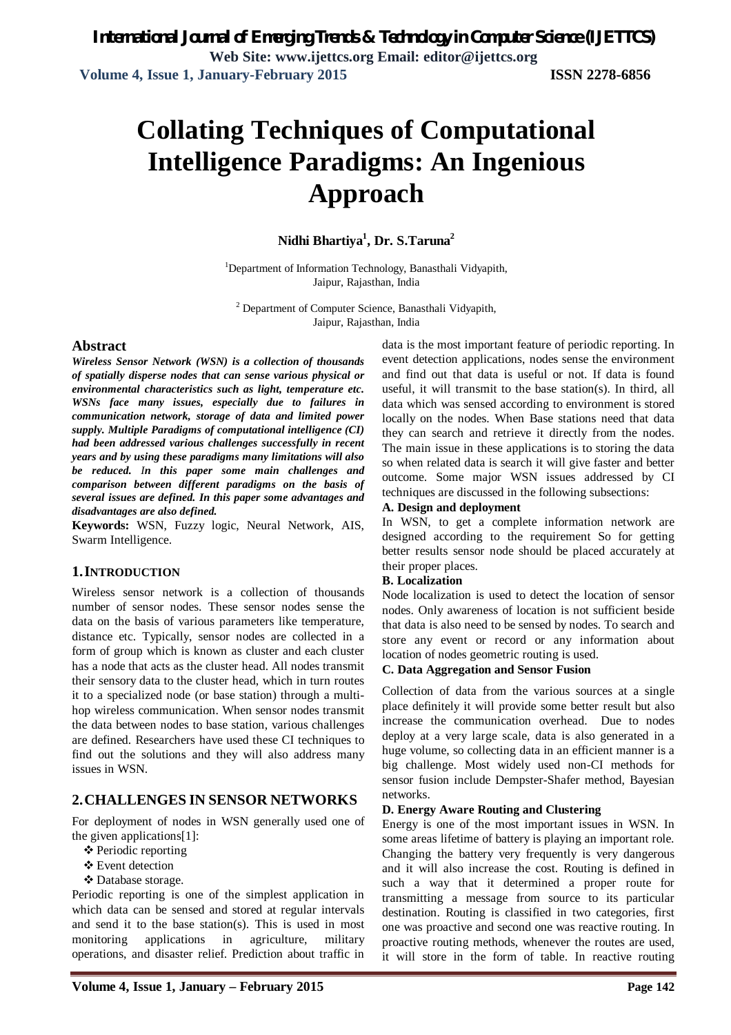# Collating Techniques of Computational Intelligence Paradigms: An Ingenious Approach

**Nidhi Bhartiya[1], Dr. S.Taruna[2]**

[1]Department of Information Technology, Banasthali Vidyapith, Jaipur, Rajasthan, India

[2] Department of Computer Science, Banasthali Vidyapith, Jaipur, Rajasthan, India

## Abstract

***Wireless Sensor Network (WSN) is a collection of thousands of spatially disperse nodes that can sense various physical or environmental characteristics such as light, temperature etc. WSNs face many issues, especially due to failures in communication network, storage of data and limited power supply. Multiple Paradigms of computational intelligence (CI) had been addressed various challenges successfully in recent years and by using these paradigms many limitations will also be reduced. In this paper some main challenges and comparison between different paradigms on the basis of several issues are defined. In this paper some advantages and disadvantages are also defined.***

**Keywords:** WSN, Fuzzy logic, Neural Network, AIS, Swarm Intelligence.

## 1. INTRODUCTION

Wireless sensor network is a collection of thousands number of sensor nodes. These sensor nodes sense the data on the basis of various parameters like temperature, distance etc. Typically, sensor nodes are collected in a form of group which is known as cluster and each cluster has a node that acts as the cluster head. All nodes transmit their sensory data to the cluster head, which in turn routes it to a specialized node (or base station) through a multi-hop wireless communication. When sensor nodes transmit the data between nodes to base station, various challenges are defined. Researchers have used these CI techniques to find out the solutions and they will also address many issues in WSN.

## 2. CHALLENGES IN SENSOR NETWORKS

For deployment of nodes in WSN generally used one of the given applications[1]:

- Periodic reporting
- Event detection
- Database storage.

Periodic reporting is one of the simplest application in which data can be sensed and stored at regular intervals and send it to the base station(s). This is used in most monitoring applications in agriculture, military operations, and disaster relief. Prediction about traffic in data is the most important feature of periodic reporting. In event detection applications, nodes sense the environment and find out that data is useful or not. If data is found useful, it will transmit to the base station(s). In third, all data which was sensed according to environment is stored locally on the nodes. When Base stations need that data they can search and retrieve it directly from the nodes. The main issue in these applications is to storing the data so when related data is search it will give faster and better outcome. Some major WSN issues addressed by CI techniques are discussed in the following subsections:

### A. Design and deployment

In WSN, to get a complete information network are designed according to the requirement So for getting better results sensor node should be placed accurately at their proper places.

### B. Localization

Node localization is used to detect the location of sensor nodes. Only awareness of location is not sufficient beside that data is also need to be sensed by nodes. To search and store any event or record or any information about location of nodes geometric routing is used.

### C. Data Aggregation and Sensor Fusion

Collection of data from the various sources at a single place definitely it will provide some better result but also increase the communication overhead. Due to nodes deploy at a very large scale, data is also generated in a huge volume, so collecting data in an efficient manner is a big challenge. Most widely used non-CI methods for sensor fusion include Dempster-Shafer method, Bayesian networks.

### D. Energy Aware Routing and Clustering

Energy is one of the most important issues in WSN. In some areas lifetime of battery is playing an important role. Changing the battery very frequently is very dangerous and it will also increase the cost. Routing is defined in such a way that it determined a proper route for transmitting a message from source to its particular destination. Routing is classified in two categories, first one was proactive and second one was reactive routing. In proactive routing methods, whenever the routes are used, it will store in the form of table. In reactive routing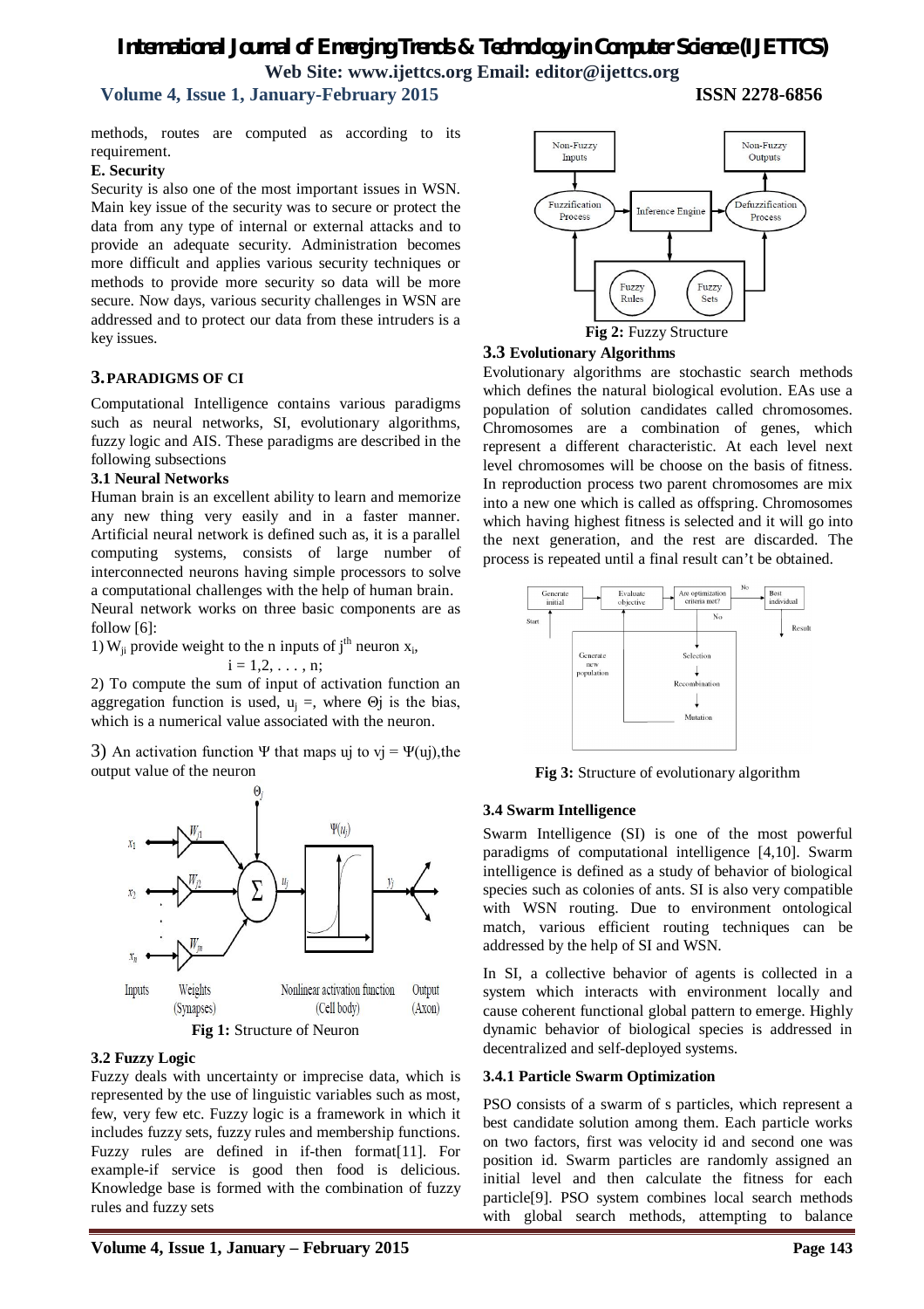methods, routes are computed as according to its requirement.

**E. Security**

Security is also one of the most important issues in WSN. Main key issue of the security was to secure or protect the data from any type of internal or external attacks and to provide an adequate security. Administration becomes more difficult and applies various security techniques or methods to provide more security so data will be more secure. Now days, various security challenges in WSN are addressed and to protect our data from these intruders is a key issues.

## 3. PARADIGMS OF CI

Computational Intelligence contains various paradigms such as neural networks, SI, evolutionary algorithms, fuzzy logic and AIS. These paradigms are described in the following subsections

### 3.1 Neural Networks

Human brain is an excellent ability to learn and memorize any new thing very easily and in a faster manner. Artificial neural network is defined such as, it is a parallel computing systems, consists of large number of interconnected neurons having simple processors to solve a computational challenges with the help of human brain.

Neural network works on three basic components are as follow [6]:

1) $W_{ji}$ provide weight to the n inputs of $j^{th}$ neuron $x_i$,

$$i = 1,2, \ldots, n;$$

2) To compute the sum of input of activation function an aggregation function is used, $u_j$ =, where Θj is the bias, which is a numerical value associated with the neuron.

3) An activation function Ψ that maps uj to vj = Ψ(uj),the output value of the neuron

**Fig 1:** Structure of Neuron

### 3.2 Fuzzy Logic

Fuzzy deals with uncertainty or imprecise data, which is represented by the use of linguistic variables such as most, few, very few etc. Fuzzy logic is a framework in which it includes fuzzy sets, fuzzy rules and membership functions. Fuzzy rules are defined in if-then format[11]. For example-if service is good then food is delicious. Knowledge base is formed with the combination of fuzzy rules and fuzzy sets

**Fig 2:** Fuzzy Structure

### 3.3 Evolutionary Algorithms

Evolutionary algorithms are stochastic search methods which defines the natural biological evolution. EAs use a population of solution candidates called chromosomes. Chromosomes are a combination of genes, which represent a different characteristic. At each level next level chromosomes will be choose on the basis of fitness. In reproduction process two parent chromosomes are mix into a new one which is called as offspring. Chromosomes which having highest fitness is selected and it will go into the next generation, and the rest are discarded. The process is repeated until a final result can't be obtained.

**Fig 3:** Structure of evolutionary algorithm

### 3.4 Swarm Intelligence

Swarm Intelligence (SI) is one of the most powerful paradigms of computational intelligence [4,10]. Swarm intelligence is defined as a study of behavior of biological species such as colonies of ants. SI is also very compatible with WSN routing. Due to environment ontological match, various efficient routing techniques can be addressed by the help of SI and WSN.

In SI, a collective behavior of agents is collected in a system which interacts with environment locally and cause coherent functional global pattern to emerge. Highly dynamic behavior of biological species is addressed in decentralized and self-deployed systems.

#### 3.4.1 Particle Swarm Optimization

PSO consists of a swarm of s particles, which represent a best candidate solution among them. Each particle works on two factors, first was velocity id and second one was position id. Swarm particles are randomly assigned an initial level and then calculate the fitness for each particle[9]. PSO system combines local search methods with global search methods, attempting to balance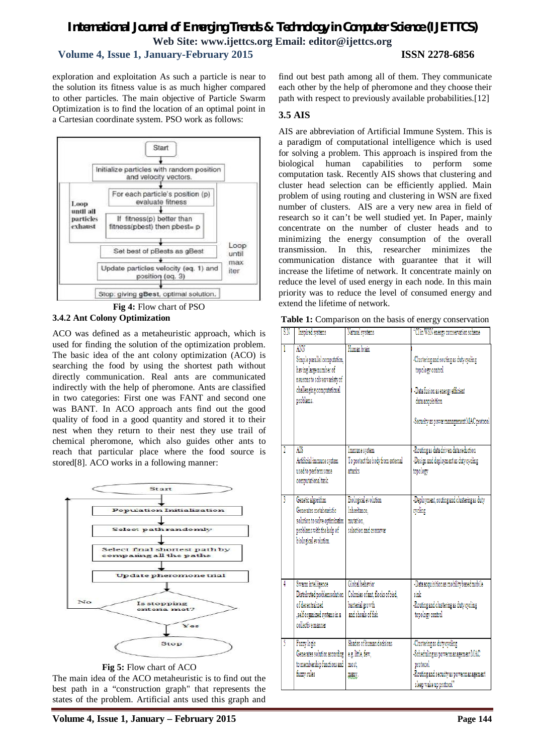exploration and exploitation As such a particle is near to the solution its fitness value is as much higher compared to other particles. The main objective of Particle Swarm Optimization is to find the location of an optimal point in a Cartesian coordinate system. PSO work as follows:

Fig 4: Flow chart of PSO

### 3.4.2 Ant Colony Optimization

ACO was defined as a metaheuristic approach, which is used for finding the solution of the optimization problem. The basic idea of the ant colony optimization (ACO) is searching the food by using the shortest path without directly communication. Real ants are communicated indirectly with the help of pheromone. Ants are classified in two categories: First one was FANT and second one was BANT. In ACO approach ants find out the good quality of food in a good quantity and stored it to their nest when they return to their nest they use trail of chemical pheromone, which also guides other ants to reach that particular place where the food source is stored[8]. ACO works in a following manner:

Fig 5: Flow chart of ACO

The main idea of the ACO metaheuristic is to find out the best path in a "construction graph" that represents the states of the problem. Artificial ants used this graph and find out best path among all of them. They communicate each other by the help of pheromone and they choose their path with respect to previously available probabilities.[12]

## 3.5 AIS

AIS are abbreviation of Artificial Immune System. This is a paradigm of computational intelligence which is used for solving a problem. This approach is inspired from the biological human capabilities to perform some computation task. Recently AIS shows that clustering and cluster head selection can be efficiently applied. Main problem of using routing and clustering in WSN are fixed number of clusters. AIS are a very new area in field of research so it can't be well studied yet. In Paper, mainly concentrate on the number of cluster heads and to minimizing the energy consumption of the overall transmission. In this, researcher minimizes the communication distance with guarantee that it will increase the lifetime of network. It concentrate mainly on reduce the level of used energy in each node. In this main priority was to reduce the level of consumed energy and extend the lifetime of network.

**Table 1:** Comparison on the basis of energy conservation

| S.N | Inspired systems | Natural systems | "CI in WSN energy conservation scheme |
|---|---|---|---|
| 1 | ANN<br>Simple parallel computation, having large number of neurons to solve a variety of challenging computational problems. | Human brain | -Clustering and routing as duty cycling topology control<br>-Data fusion as energy efficient data acquisition<br>-Security as power management MAC protocol |
| 2 | AIS<br>Artificial immune system used to perform some computational task | Immune system<br>To protect the body from external attacks | -Routing as data driven data reduction<br>-Design and deployment as duty cycling topology |
| 3 | Genetic algorithm<br>Generates metaheuristic solution to solve optimization problems with the help of biological evolution. | Biological evolution<br>Inheritance,<br>mutation,<br>selection and crossover | -Deployment, routing and clustering as duty cycling |
| 4 | Swarm intelligence<br>Distributed problem solution of decentralized ,self organized systems in a collective manner | Global behavior<br>Colonies of ant, flocks of bird, bacterial growth and shoals of fish | -Data acquisition as mobility based mobile sink<br>-Routing and clustering as duty cycling topology control |
| 5 | Fuzzy logic<br>Generates solution according to membership functions and fuzzy rules | Shades of human decisions<br>e.g. little, few, most, many. | -Clustering as duty cycling<br>-Scheduling as power management MAC protocol<br>-Routing and security as power management sleep wake up protocol" |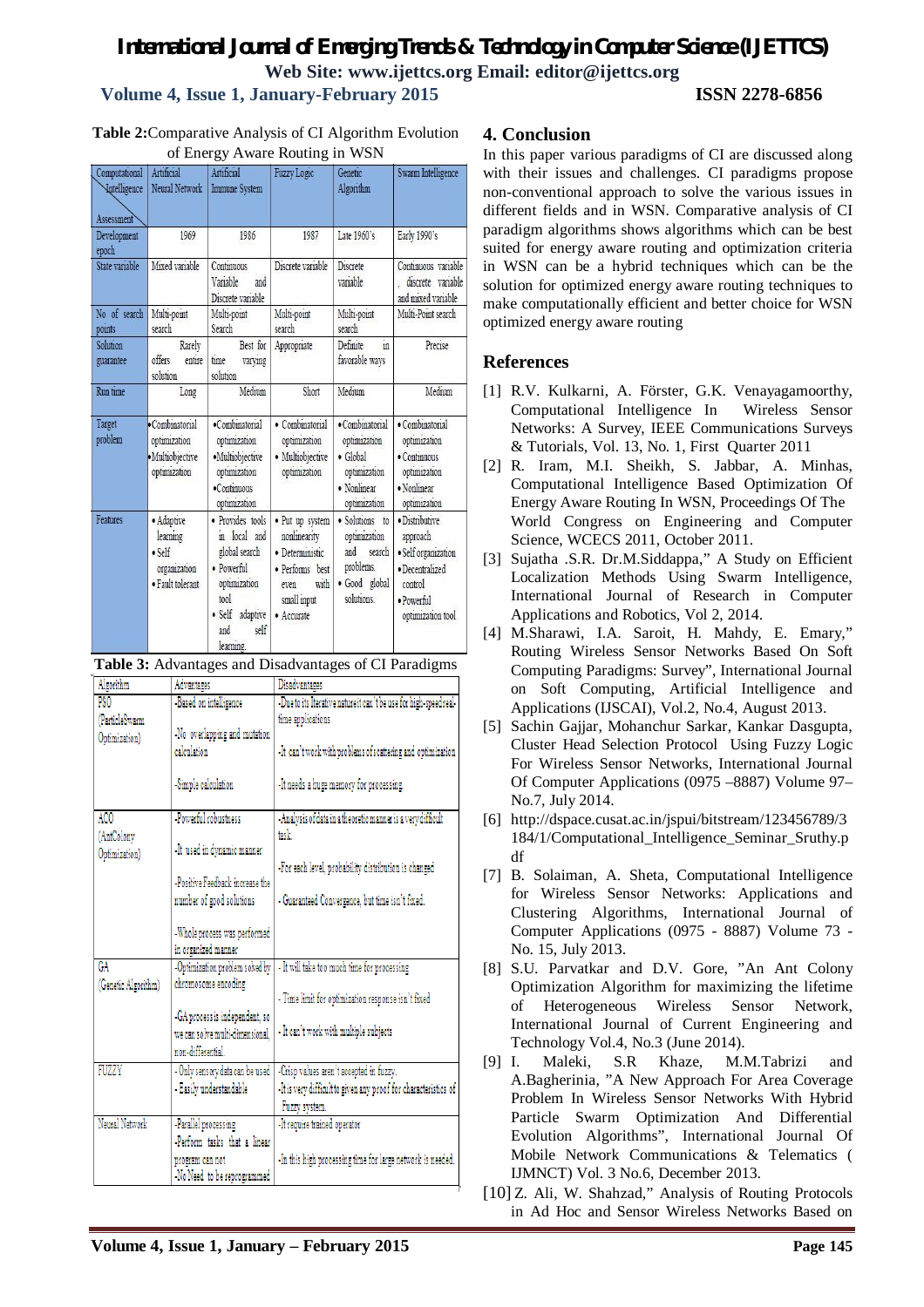**Table 2:** Comparative Analysis of CI Algorithm Evolution of Energy Aware Routing in WSN

| Computational Intelligence / Assessment | Artificial Neural Network | Artificial Immune System | Fuzzy Logic | Genetic Algorithm | Swarm Intelligence |
|---|---|---|---|---|---|
| Development epoch | 1969 | 1986 | 1987 | Late 1960's | Early 1990's |
| State variable | Mixed variable | Continuous Variable and Discrete variable | Discrete variable | Discrete variable | Continuous variable , discrete variable and mixed variable |
| No of search points | Multi-point search | Multi-point Search | Multi-point search | Multi-point search | Multi-Point search |
| Solution guarantee | Rarely offers entire solution | Best for time varying solution | Appropriate | Definite in favorable ways | Precise |
| Run time | Long | Medium | Short | Medium | Medium |
| Target problem | •Combinatorial optimization •Multiobjective optimization | •Combinatorial optimization •Multiobjective optimization •Continuous optimization | • Combinatorial optimization • Multiobjective optimization | •Combinatorial optimization • Global optimization • Nonlinear optimization | • Combinatorial optimization • Continuous optimization • Nonlinear optimization |
| Features | • Adaptive learning • Self organization • Fault tolerant | • Provides tools in local and global search • Powerful optimization tool • Self adaptive and self learning | • Put up system nonlinearity • Deterministic • Performs best even with small input • Accurate | • Solutions to optimization and search problems. • Good global solutions. | • Distributive approach • Self organization • Decentralized control • Powerful optimization tool |

**Table 3:** Advantages and Disadvantages of CI Paradigms

| Algorithm | Advantages | Disadvantages |
|---|---|---|
| PSO (ParticleSwarm Optimization) | -Based on intelligence<br>-No overlapping and mutation calculation<br>-Simple calculation | -Due to its Iterative nature it can't be use for high-speed real-time applications<br>-It can't work with problems of scattering and optimization<br>-It needs a huge memory for processing |
| ACO (AntColony Optimization) | -Powerful robustness<br>-It used in dynamic manner<br>-Positive Feedback increase the number of good solutions<br>-Whole process was performed in organized manner | -Analysis of data in a theoretic manner is a very difficult task.<br>-For each level, probability distribution is changed<br>- Guaranteed Convergence, but time isn't fixed. |
| GA (Genetic Algorithm) | -Optimization problem solved by chromosome encoding<br>-GA process is independent, so we can solve multi-dimensional, non-differential. | - It will take too much time for processing<br>- Time limit for optimization response isn't fixed<br>- It can't work with multiple subjects |
| FUZZY | - Only sensory data can be used<br>- Easily understandable | -Crisp values aren't accepted in fuzzy.<br>-It is very difficult to given any proof for characteristics of Fuzzy system. |
| Neural Network | -Parallel processing<br>-Perform tasks that a linear program can not<br>-No Need to be reprogrammed | -It require trained operator<br>-In this high processing time for large network is needed. |

## 4. Conclusion

In this paper various paradigms of CI are discussed along with their issues and challenges. CI paradigms propose non-conventional approach to solve the various issues in different fields and in WSN. Comparative analysis of CI paradigm algorithms shows algorithms which can be best suited for energy aware routing and optimization criteria in WSN can be a hybrid techniques which can be the solution for optimized energy aware routing techniques to make computationally efficient and better choice for WSN optimized energy aware routing

## References

[1] R.V. Kulkarni, A. Förster, G.K. Venayagamoorthy, Computational Intelligence In Wireless Sensor Networks: A Survey, IEEE Communications Surveys & Tutorials, Vol. 13, No. 1, First Quarter 2011

[2] R. Iram, M.I. Sheikh, S. Jabbar, A. Minhas, Computational Intelligence Based Optimization Of Energy Aware Routing In WSN, Proceedings Of The World Congress on Engineering and Computer Science, WCECS 2011, October 2011.

[3] Sujatha .S.R. Dr.M.Siddappa," A Study on Efficient Localization Methods Using Swarm Intelligence, International Journal of Research in Computer Applications and Robotics, Vol 2, 2014.

[4] M.Sharawi, I.A. Saroit, H. Mahdy, E. Emary," Routing Wireless Sensor Networks Based On Soft Computing Paradigms: Survey", International Journal on Soft Computing, Artificial Intelligence and Applications (IJSCAI), Vol.2, No.4, August 2013.

[5] Sachin Gajjar, Mohanchur Sarkar, Kankar Dasgupta, Cluster Head Selection Protocol Using Fuzzy Logic For Wireless Sensor Networks, International Journal Of Computer Applications (0975 –8887) Volume 97– No.7, July 2014.

[6] http://dspace.cusat.ac.in/jspui/bitstream/123456789/3184/1/Computational_Intelligence_Seminar_Sruthy.pdf

[7] B. Solaiman, A. Sheta, Computational Intelligence for Wireless Sensor Networks: Applications and Clustering Algorithms, International Journal of Computer Applications (0975 - 8887) Volume 73 - No. 15, July 2013.

[8] S.U. Parvatkar and D.V. Gore, "An Ant Colony Optimization Algorithm for maximizing the lifetime of Heterogeneous Wireless Sensor Network, International Journal of Current Engineering and Technology Vol.4, No.3 (June 2014).

[9] I. Maleki, S.R Khaze, M.M.Tabrizi and A.Bagherinia, "A New Approach For Area Coverage Problem In Wireless Sensor Networks With Hybrid Particle Swarm Optimization And Differential Evolution Algorithms", International Journal Of Mobile Network Communications & Telematics ( IJMNCT) Vol. 3 No.6, December 2013.

[10] Z. Ali, W. Shahzad," Analysis of Routing Protocols in Ad Hoc and Sensor Wireless Networks Based on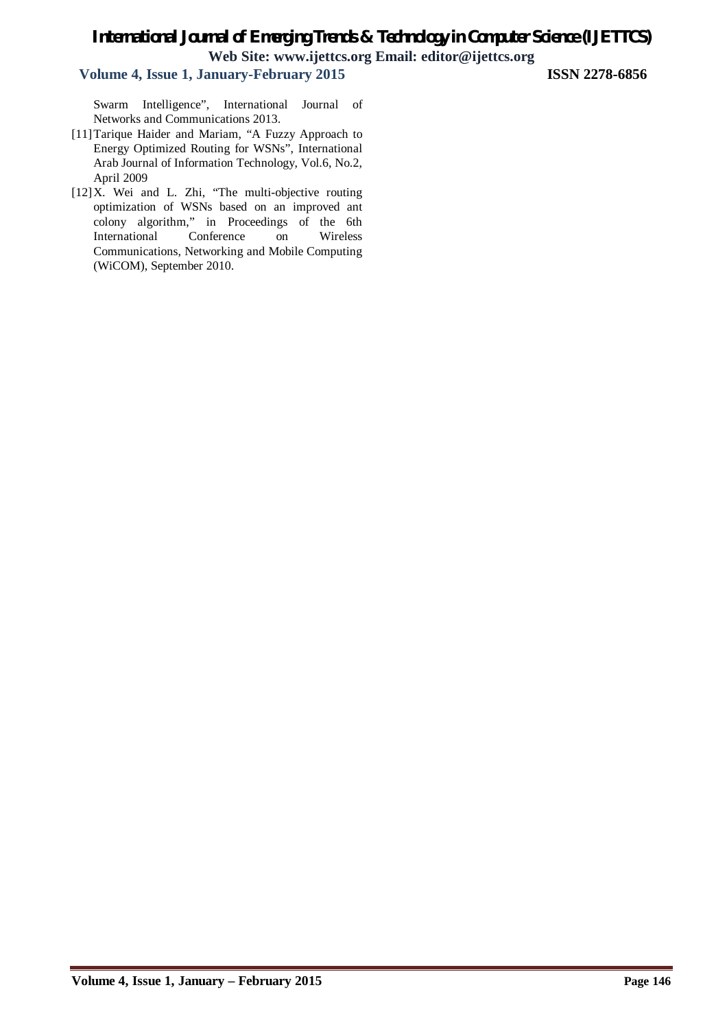Swarm Intelligence", International Journal of Networks and Communications 2013.

[11] Tarique Haider and Mariam, "A Fuzzy Approach to Energy Optimized Routing for WSNs", International Arab Journal of Information Technology, Vol.6, No.2, April 2009

[12] X. Wei and L. Zhi, "The multi-objective routing optimization of WSNs based on an improved ant colony algorithm," in Proceedings of the 6th International Conference on Wireless Communications, Networking and Mobile Computing (WiCOM), September 2010.